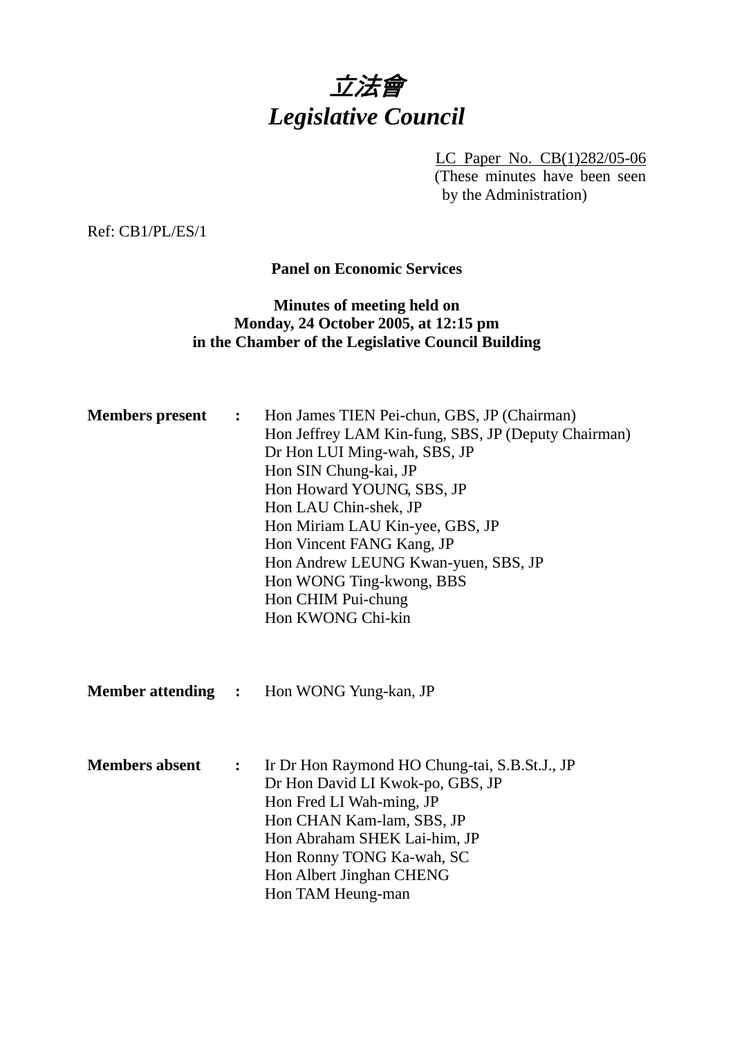# *立法會*
# *Legislative Council*

LC Paper No. CB(1)282/05-06
(These minutes have been seen by the Administration)

Ref: CB1/PL/ES/1

**Panel on Economic Services**

**Minutes of meeting held on**
**Monday, 24 October 2005, at 12:15 pm**
**in the Chamber of the Legislative Council Building**

**Members present** : Hon James TIEN Pei-chun, GBS, JP (Chairman)
Hon Jeffrey LAM Kin-fung, SBS, JP (Deputy Chairman)
Dr Hon LUI Ming-wah, SBS, JP
Hon SIN Chung-kai, JP
Hon Howard YOUNG, SBS, JP
Hon LAU Chin-shek, JP
Hon Miriam LAU Kin-yee, GBS, JP
Hon Vincent FANG Kang, JP
Hon Andrew LEUNG Kwan-yuen, SBS, JP
Hon WONG Ting-kwong, BBS
Hon CHIM Pui-chung
Hon KWONG Chi-kin

**Member attending** : Hon WONG Yung-kan, JP

**Members absent** : Ir Dr Hon Raymond HO Chung-tai, S.B.St.J., JP
Dr Hon David LI Kwok-po, GBS, JP
Hon Fred LI Wah-ming, JP
Hon CHAN Kam-lam, SBS, JP
Hon Abraham SHEK Lai-him, JP
Hon Ronny TONG Ka-wah, SC
Hon Albert Jinghan CHENG
Hon TAM Heung-man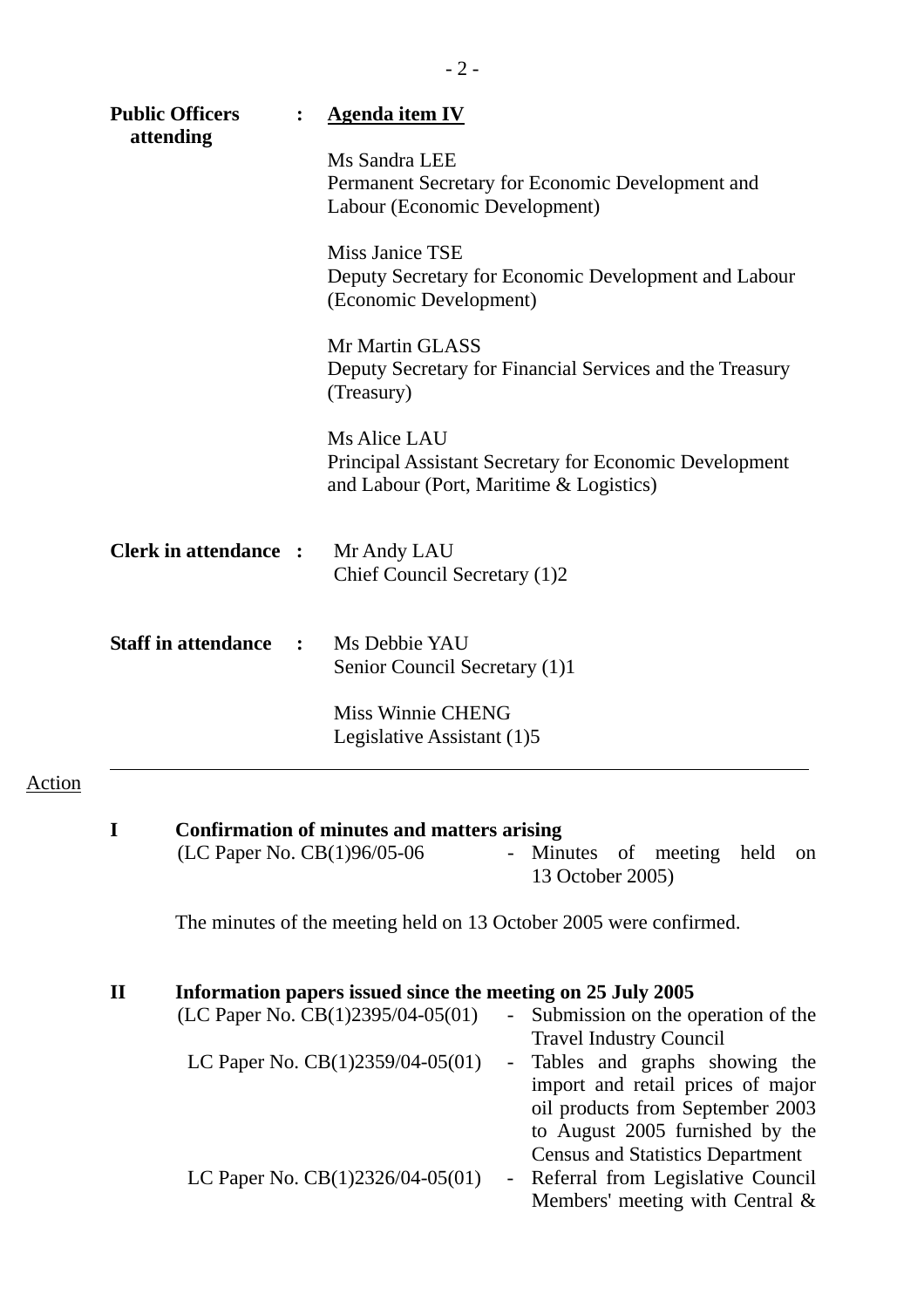**Public Officers attending** : <u>**Agenda item IV**</u>

Ms Sandra LEE
Permanent Secretary for Economic Development and Labour (Economic Development)

Miss Janice TSE
Deputy Secretary for Economic Development and Labour (Economic Development)

Mr Martin GLASS
Deputy Secretary for Financial Services and the Treasury (Treasury)

Ms Alice LAU
Principal Assistant Secretary for Economic Development and Labour (Port, Maritime & Logistics)

**Clerk in attendance** : Mr Andy LAU
Chief Council Secretary (1)2

**Staff in attendance** : Ms Debbie YAU
Senior Council Secretary (1)1

Miss Winnie CHENG
Legislative Assistant (1)5

---

<u>Action</u>

**I Confirmation of minutes and matters arising**

(LC Paper No. CB(1)96/05-06 - Minutes of meeting held on 13 October 2005)

The minutes of the meeting held on 13 October 2005 were confirmed.

**II Information papers issued since the meeting on 25 July 2005**

(LC Paper No. CB(1)2395/04-05(01) - Submission on the operation of the Travel Industry Council

LC Paper No. CB(1)2359/04-05(01) - Tables and graphs showing the import and retail prices of major oil products from September 2003 to August 2005 furnished by the Census and Statistics Department

LC Paper No. CB(1)2326/04-05(01) - Referral from Legislative Council Members' meeting with Central &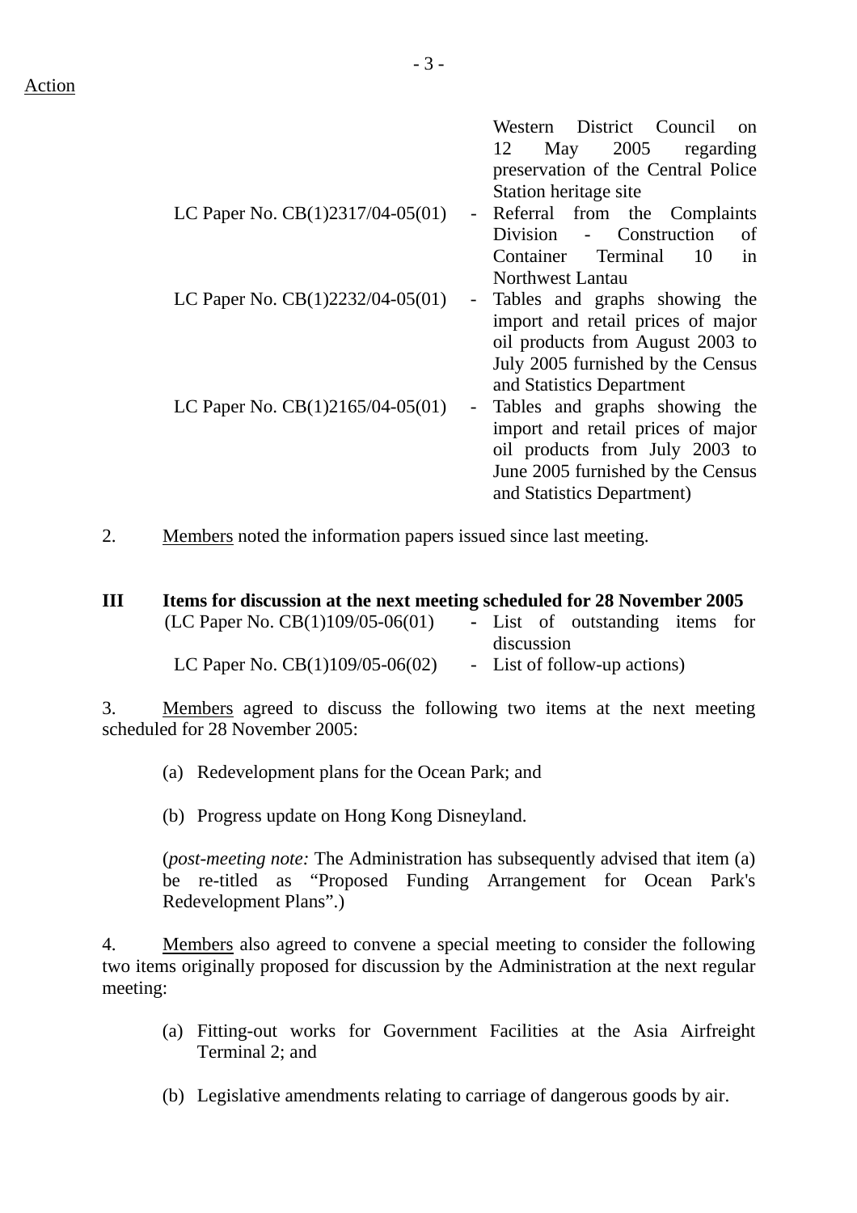Action

| | | |
|---|---|---|
| | | Western District Council on 12 May 2005 regarding preservation of the Central Police Station heritage site |
| LC Paper No. CB(1)2317/04-05(01) | - | Referral from the Complaints Division - Construction of Container Terminal 10 in Northwest Lantau |
| LC Paper No. CB(1)2232/04-05(01) | - | Tables and graphs showing the import and retail prices of major oil products from August 2003 to July 2005 furnished by the Census and Statistics Department |
| LC Paper No. CB(1)2165/04-05(01) | - | Tables and graphs showing the import and retail prices of major oil products from July 2003 to June 2005 furnished by the Census and Statistics Department) |

2. Members noted the information papers issued since last meeting.

## III Items for discussion at the next meeting scheduled for 28 November 2005

| | | |
|---|---|---|
| (LC Paper No. CB(1)109/05-06(01) | - | List of outstanding items for discussion |
| LC Paper No. CB(1)109/05-06(02) | - | List of follow-up actions) |

3. Members agreed to discuss the following two items at the next meeting scheduled for 28 November 2005:

(a) Redevelopment plans for the Ocean Park; and

(b) Progress update on Hong Kong Disneyland.

(*post-meeting note:* The Administration has subsequently advised that item (a) be re-titled as "Proposed Funding Arrangement for Ocean Park's Redevelopment Plans".)

4. Members also agreed to convene a special meeting to consider the following two items originally proposed for discussion by the Administration at the next regular meeting:

(a) Fitting-out works for Government Facilities at the Asia Airfreight Terminal 2; and

(b) Legislative amendments relating to carriage of dangerous goods by air.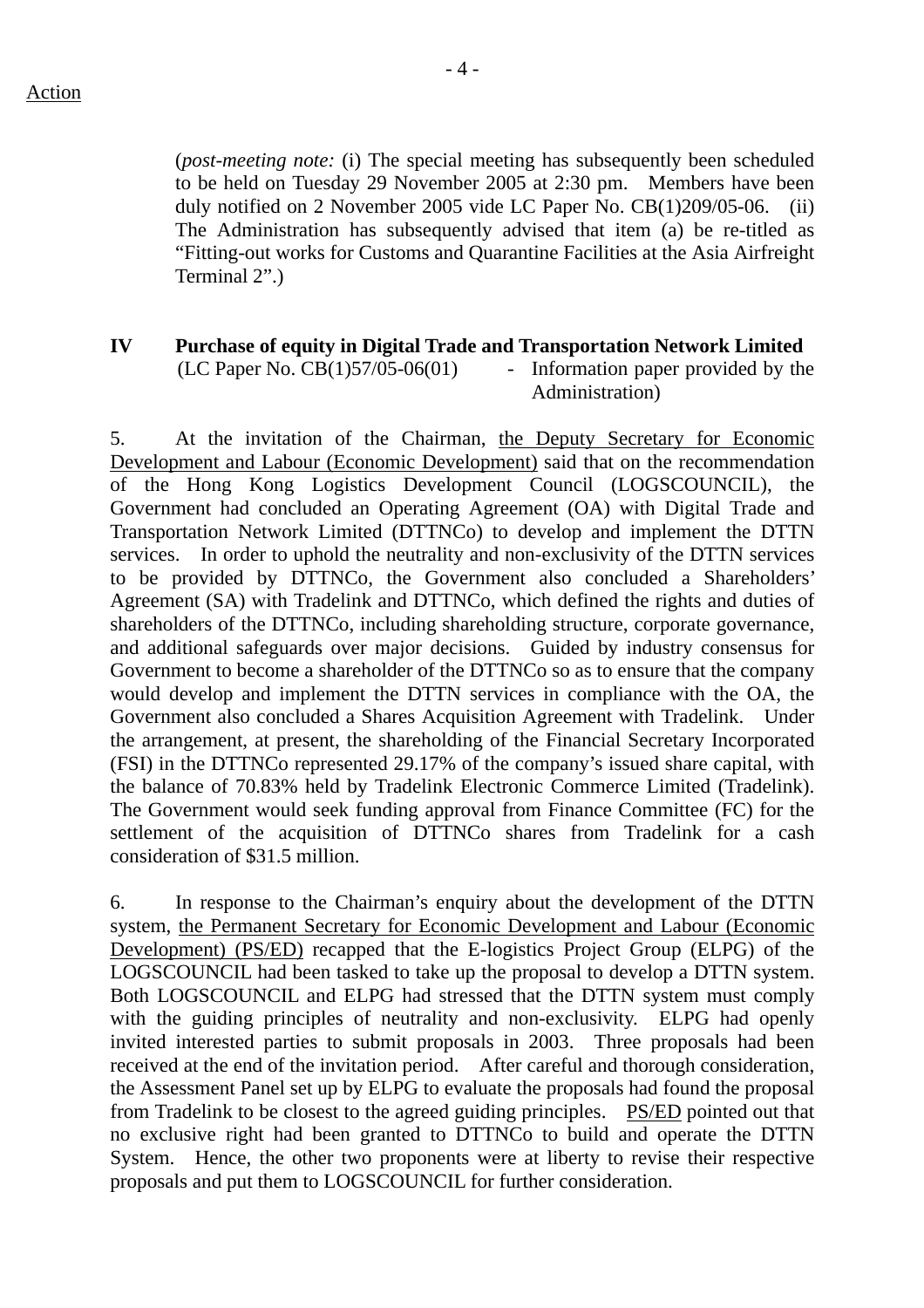Action

(*post-meeting note:* (i) The special meeting has subsequently been scheduled to be held on Tuesday 29 November 2005 at 2:30 pm. Members have been duly notified on 2 November 2005 vide LC Paper No. CB(1)209/05-06. (ii) The Administration has subsequently advised that item (a) be re-titled as "Fitting-out works for Customs and Quarantine Facilities at the Asia Airfreight Terminal 2".)

## IV Purchase of equity in Digital Trade and Transportation Network Limited

(LC Paper No. CB(1)57/05-06(01) - Information paper provided by the Administration)

5. At the invitation of the Chairman, the Deputy Secretary for Economic Development and Labour (Economic Development) said that on the recommendation of the Hong Kong Logistics Development Council (LOGSCOUNCIL), the Government had concluded an Operating Agreement (OA) with Digital Trade and Transportation Network Limited (DTTNCo) to develop and implement the DTTN services. In order to uphold the neutrality and non-exclusivity of the DTTN services to be provided by DTTNCo, the Government also concluded a Shareholders' Agreement (SA) with Tradelink and DTTNCo, which defined the rights and duties of shareholders of the DTTNCo, including shareholding structure, corporate governance, and additional safeguards over major decisions. Guided by industry consensus for Government to become a shareholder of the DTTNCo so as to ensure that the company would develop and implement the DTTN services in compliance with the OA, the Government also concluded a Shares Acquisition Agreement with Tradelink. Under the arrangement, at present, the shareholding of the Financial Secretary Incorporated (FSI) in the DTTNCo represented 29.17% of the company's issued share capital, with the balance of 70.83% held by Tradelink Electronic Commerce Limited (Tradelink). The Government would seek funding approval from Finance Committee (FC) for the settlement of the acquisition of DTTNCo shares from Tradelink for a cash consideration of $31.5 million.

6. In response to the Chairman's enquiry about the development of the DTTN system, the Permanent Secretary for Economic Development and Labour (Economic Development) (PS/ED) recapped that the E-logistics Project Group (ELPG) of the LOGSCOUNCIL had been tasked to take up the proposal to develop a DTTN system. Both LOGSCOUNCIL and ELPG had stressed that the DTTN system must comply with the guiding principles of neutrality and non-exclusivity. ELPG had openly invited interested parties to submit proposals in 2003. Three proposals had been received at the end of the invitation period. After careful and thorough consideration, the Assessment Panel set up by ELPG to evaluate the proposals had found the proposal from Tradelink to be closest to the agreed guiding principles. PS/ED pointed out that no exclusive right had been granted to DTTNCo to build and operate the DTTN System. Hence, the other two proponents were at liberty to revise their respective proposals and put them to LOGSCOUNCIL for further consideration.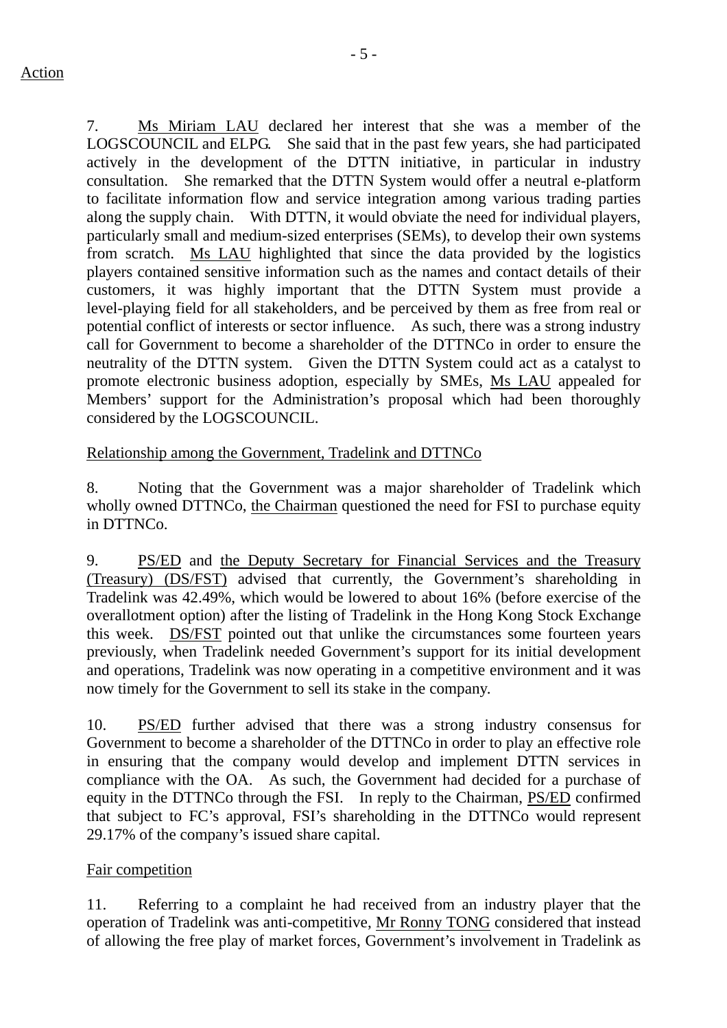Action

7. Ms Miriam LAU declared her interest that she was a member of the LOGSCOUNCIL and ELPG. She said that in the past few years, she had participated actively in the development of the DTTN initiative, in particular in industry consultation. She remarked that the DTTN System would offer a neutral e-platform to facilitate information flow and service integration among various trading parties along the supply chain. With DTTN, it would obviate the need for individual players, particularly small and medium-sized enterprises (SEMs), to develop their own systems from scratch. Ms LAU highlighted that since the data provided by the logistics players contained sensitive information such as the names and contact details of their customers, it was highly important that the DTTN System must provide a level-playing field for all stakeholders, and be perceived by them as free from real or potential conflict of interests or sector influence. As such, there was a strong industry call for Government to become a shareholder of the DTTNCo in order to ensure the neutrality of the DTTN system. Given the DTTN System could act as a catalyst to promote electronic business adoption, especially by SMEs, Ms LAU appealed for Members' support for the Administration's proposal which had been thoroughly considered by the LOGSCOUNCIL.

Relationship among the Government, Tradelink and DTTNCo

8. Noting that the Government was a major shareholder of Tradelink which wholly owned DTTNCo, the Chairman questioned the need for FSI to purchase equity in DTTNCo.

9. PS/ED and the Deputy Secretary for Financial Services and the Treasury (Treasury) (DS/FST) advised that currently, the Government's shareholding in Tradelink was 42.49%, which would be lowered to about 16% (before exercise of the overallotment option) after the listing of Tradelink in the Hong Kong Stock Exchange this week. DS/FST pointed out that unlike the circumstances some fourteen years previously, when Tradelink needed Government's support for its initial development and operations, Tradelink was now operating in a competitive environment and it was now timely for the Government to sell its stake in the company.

10. PS/ED further advised that there was a strong industry consensus for Government to become a shareholder of the DTTNCo in order to play an effective role in ensuring that the company would develop and implement DTTN services in compliance with the OA. As such, the Government had decided for a purchase of equity in the DTTNCo through the FSI. In reply to the Chairman, PS/ED confirmed that subject to FC's approval, FSI's shareholding in the DTTNCo would represent 29.17% of the company's issued share capital.

Fair competition

11. Referring to a complaint he had received from an industry player that the operation of Tradelink was anti-competitive, Mr Ronny TONG considered that instead of allowing the free play of market forces, Government's involvement in Tradelink as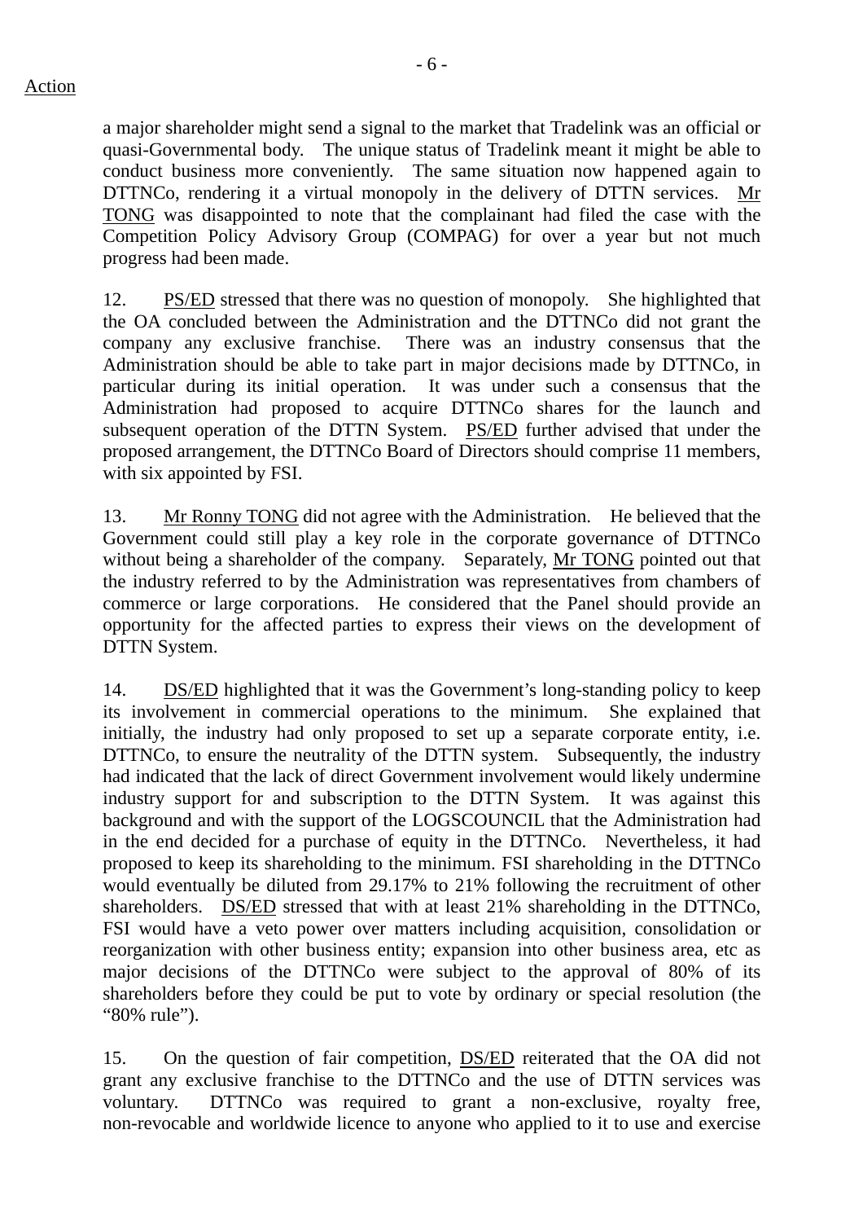a major shareholder might send a signal to the market that Tradelink was an official or quasi-Governmental body. The unique status of Tradelink meant it might be able to conduct business more conveniently. The same situation now happened again to DTTNCo, rendering it a virtual monopoly in the delivery of DTTN services. Mr TONG was disappointed to note that the complainant had filed the case with the Competition Policy Advisory Group (COMPAG) for over a year but not much progress had been made.

12. PS/ED stressed that there was no question of monopoly. She highlighted that the OA concluded between the Administration and the DTTNCo did not grant the company any exclusive franchise. There was an industry consensus that the Administration should be able to take part in major decisions made by DTTNCo, in particular during its initial operation. It was under such a consensus that the Administration had proposed to acquire DTTNCo shares for the launch and subsequent operation of the DTTN System. PS/ED further advised that under the proposed arrangement, the DTTNCo Board of Directors should comprise 11 members, with six appointed by FSI.

13. Mr Ronny TONG did not agree with the Administration. He believed that the Government could still play a key role in the corporate governance of DTTNCo without being a shareholder of the company. Separately, Mr TONG pointed out that the industry referred to by the Administration was representatives from chambers of commerce or large corporations. He considered that the Panel should provide an opportunity for the affected parties to express their views on the development of DTTN System.

14. DS/ED highlighted that it was the Government's long-standing policy to keep its involvement in commercial operations to the minimum. She explained that initially, the industry had only proposed to set up a separate corporate entity, i.e. DTTNCo, to ensure the neutrality of the DTTN system. Subsequently, the industry had indicated that the lack of direct Government involvement would likely undermine industry support for and subscription to the DTTN System. It was against this background and with the support of the LOGSCOUNCIL that the Administration had in the end decided for a purchase of equity in the DTTNCo. Nevertheless, it had proposed to keep its shareholding to the minimum. FSI shareholding in the DTTNCo would eventually be diluted from 29.17% to 21% following the recruitment of other shareholders. DS/ED stressed that with at least 21% shareholding in the DTTNCo, FSI would have a veto power over matters including acquisition, consolidation or reorganization with other business entity; expansion into other business area, etc as major decisions of the DTTNCo were subject to the approval of 80% of its shareholders before they could be put to vote by ordinary or special resolution (the "80% rule").

15. On the question of fair competition, DS/ED reiterated that the OA did not grant any exclusive franchise to the DTTNCo and the use of DTTN services was voluntary. DTTNCo was required to grant a non-exclusive, royalty free, non-revocable and worldwide licence to anyone who applied to it to use and exercise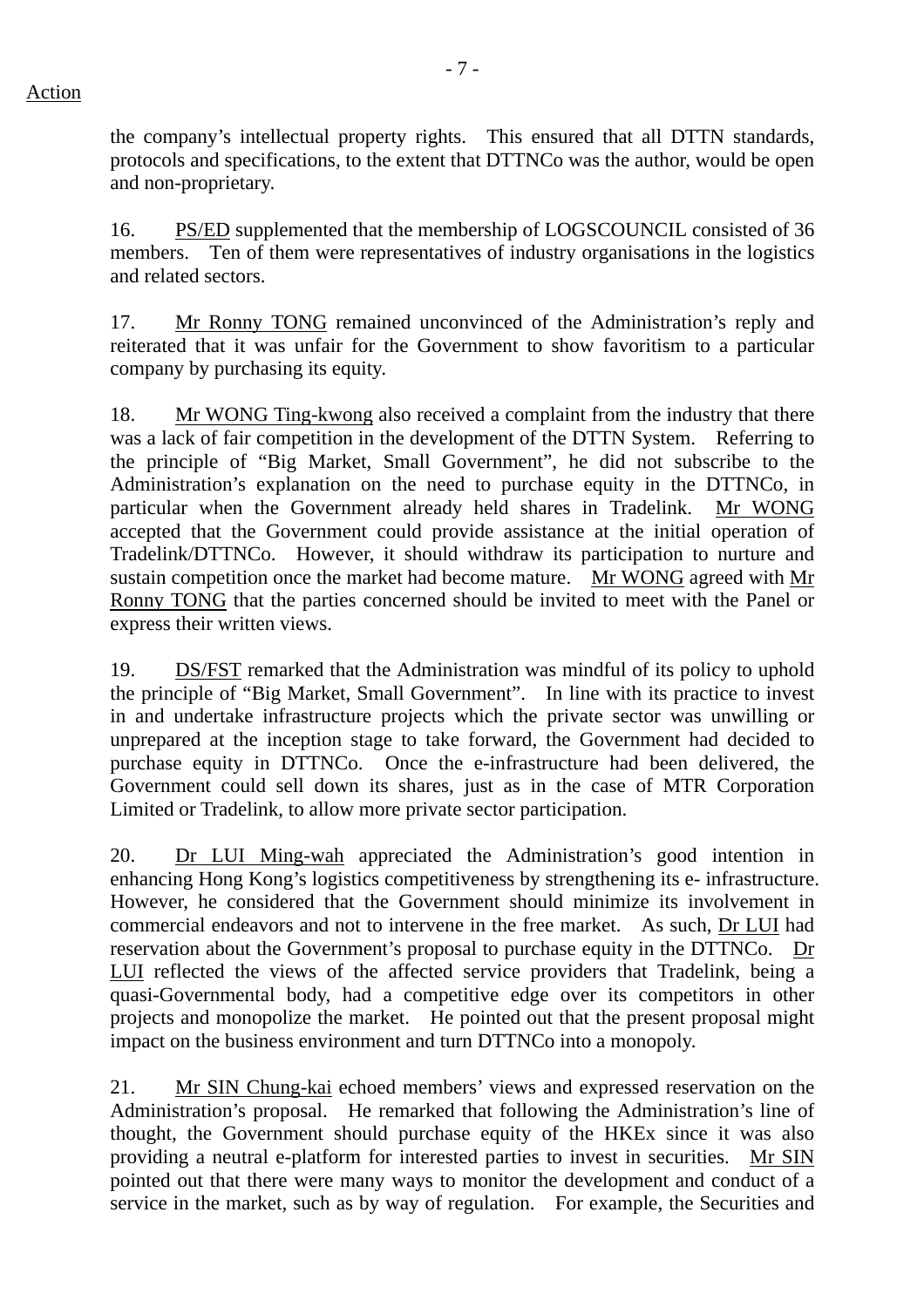Action

the company's intellectual property rights. This ensured that all DTTN standards, protocols and specifications, to the extent that DTTNCo was the author, would be open and non-proprietary.

16. PS/ED supplemented that the membership of LOGSCOUNCIL consisted of 36 members. Ten of them were representatives of industry organisations in the logistics and related sectors.

17. Mr Ronny TONG remained unconvinced of the Administration's reply and reiterated that it was unfair for the Government to show favoritism to a particular company by purchasing its equity.

18. Mr WONG Ting-kwong also received a complaint from the industry that there was a lack of fair competition in the development of the DTTN System. Referring to the principle of "Big Market, Small Government", he did not subscribe to the Administration's explanation on the need to purchase equity in the DTTNCo, in particular when the Government already held shares in Tradelink. Mr WONG accepted that the Government could provide assistance at the initial operation of Tradelink/DTTNCo. However, it should withdraw its participation to nurture and sustain competition once the market had become mature. Mr WONG agreed with Mr Ronny TONG that the parties concerned should be invited to meet with the Panel or express their written views.

19. DS/FST remarked that the Administration was mindful of its policy to uphold the principle of "Big Market, Small Government". In line with its practice to invest in and undertake infrastructure projects which the private sector was unwilling or unprepared at the inception stage to take forward, the Government had decided to purchase equity in DTTNCo. Once the e-infrastructure had been delivered, the Government could sell down its shares, just as in the case of MTR Corporation Limited or Tradelink, to allow more private sector participation.

20. Dr LUI Ming-wah appreciated the Administration's good intention in enhancing Hong Kong's logistics competitiveness by strengthening its e- infrastructure. However, he considered that the Government should minimize its involvement in commercial endeavors and not to intervene in the free market. As such, Dr LUI had reservation about the Government's proposal to purchase equity in the DTTNCo. Dr LUI reflected the views of the affected service providers that Tradelink, being a quasi-Governmental body, had a competitive edge over its competitors in other projects and monopolize the market. He pointed out that the present proposal might impact on the business environment and turn DTTNCo into a monopoly.

21. Mr SIN Chung-kai echoed members' views and expressed reservation on the Administration's proposal. He remarked that following the Administration's line of thought, the Government should purchase equity of the HKEx since it was also providing a neutral e-platform for interested parties to invest in securities. Mr SIN pointed out that there were many ways to monitor the development and conduct of a service in the market, such as by way of regulation. For example, the Securities and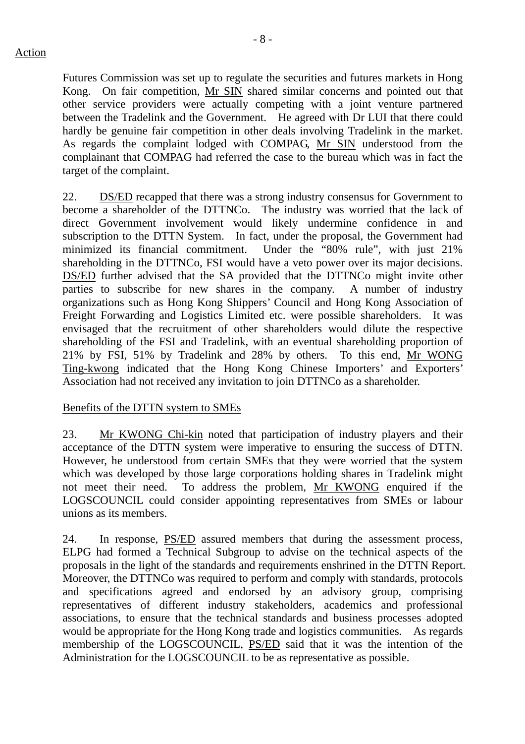Action

Futures Commission was set up to regulate the securities and futures markets in Hong Kong. On fair competition, Mr SIN shared similar concerns and pointed out that other service providers were actually competing with a joint venture partnered between the Tradelink and the Government. He agreed with Dr LUI that there could hardly be genuine fair competition in other deals involving Tradelink in the market. As regards the complaint lodged with COMPAG, Mr SIN understood from the complainant that COMPAG had referred the case to the bureau which was in fact the target of the complaint.

22. DS/ED recapped that there was a strong industry consensus for Government to become a shareholder of the DTTNCo. The industry was worried that the lack of direct Government involvement would likely undermine confidence in and subscription to the DTTN System. In fact, under the proposal, the Government had minimized its financial commitment. Under the "80% rule", with just 21% shareholding in the DTTNCo, FSI would have a veto power over its major decisions. DS/ED further advised that the SA provided that the DTTNCo might invite other parties to subscribe for new shares in the company. A number of industry organizations such as Hong Kong Shippers' Council and Hong Kong Association of Freight Forwarding and Logistics Limited etc. were possible shareholders. It was envisaged that the recruitment of other shareholders would dilute the respective shareholding of the FSI and Tradelink, with an eventual shareholding proportion of 21% by FSI, 51% by Tradelink and 28% by others. To this end, Mr WONG Ting-kwong indicated that the Hong Kong Chinese Importers' and Exporters' Association had not received any invitation to join DTTNCo as a shareholder.

Benefits of the DTTN system to SMEs

23. Mr KWONG Chi-kin noted that participation of industry players and their acceptance of the DTTN system were imperative to ensuring the success of DTTN. However, he understood from certain SMEs that they were worried that the system which was developed by those large corporations holding shares in Tradelink might not meet their need. To address the problem, Mr KWONG enquired if the LOGSCOUNCIL could consider appointing representatives from SMEs or labour unions as its members.

24. In response, PS/ED assured members that during the assessment process, ELPG had formed a Technical Subgroup to advise on the technical aspects of the proposals in the light of the standards and requirements enshrined in the DTTN Report. Moreover, the DTTNCo was required to perform and comply with standards, protocols and specifications agreed and endorsed by an advisory group, comprising representatives of different industry stakeholders, academics and professional associations, to ensure that the technical standards and business processes adopted would be appropriate for the Hong Kong trade and logistics communities. As regards membership of the LOGSCOUNCIL, PS/ED said that it was the intention of the Administration for the LOGSCOUNCIL to be as representative as possible.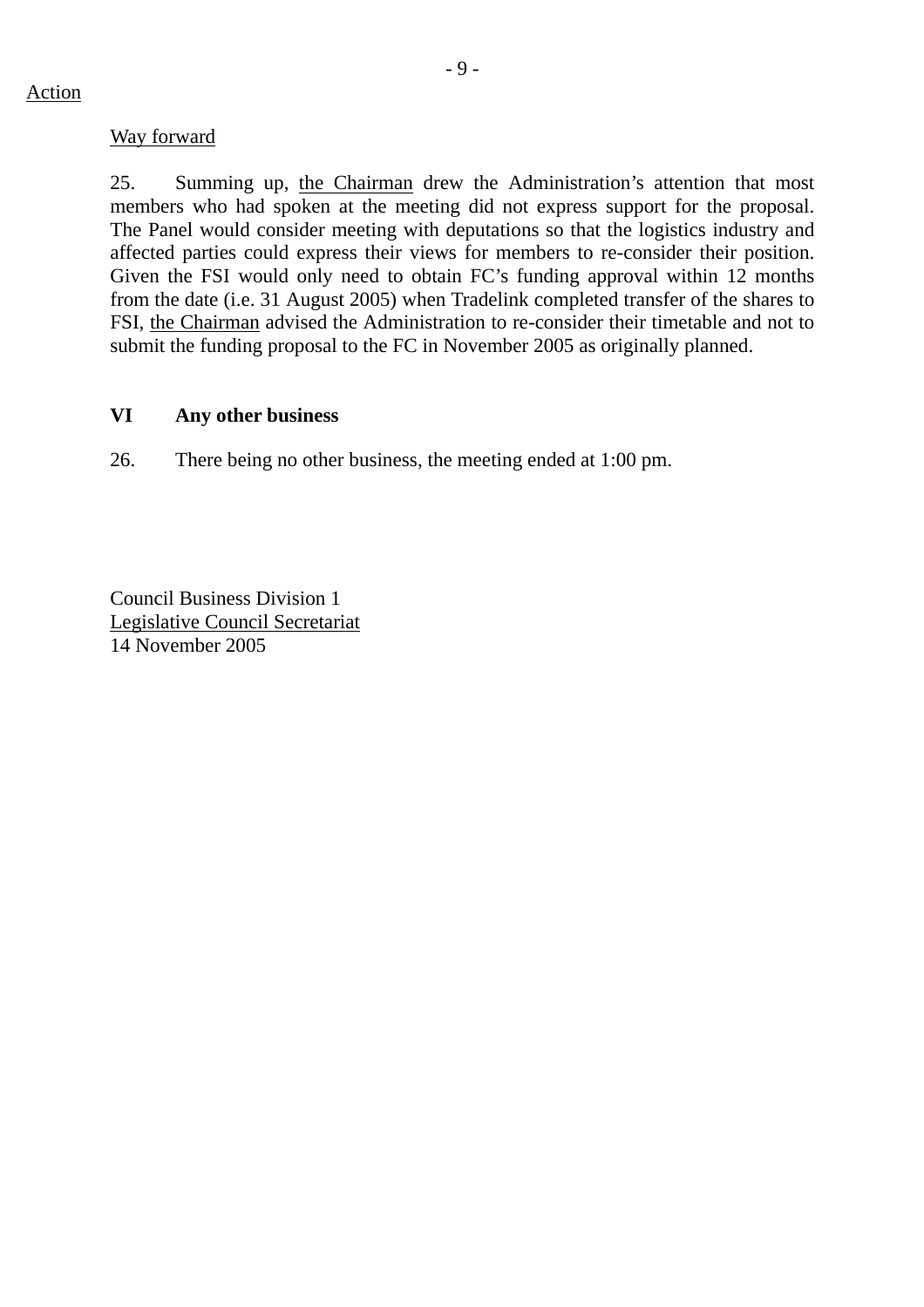Action

Way forward

25. Summing up, the Chairman drew the Administration's attention that most members who had spoken at the meeting did not express support for the proposal. The Panel would consider meeting with deputations so that the logistics industry and affected parties could express their views for members to re-consider their position. Given the FSI would only need to obtain FC's funding approval within 12 months from the date (i.e. 31 August 2005) when Tradelink completed transfer of the shares to FSI, the Chairman advised the Administration to re-consider their timetable and not to submit the funding proposal to the FC in November 2005 as originally planned.

## VI Any other business

26. There being no other business, the meeting ended at 1:00 pm.

Council Business Division 1
Legislative Council Secretariat
14 November 2005